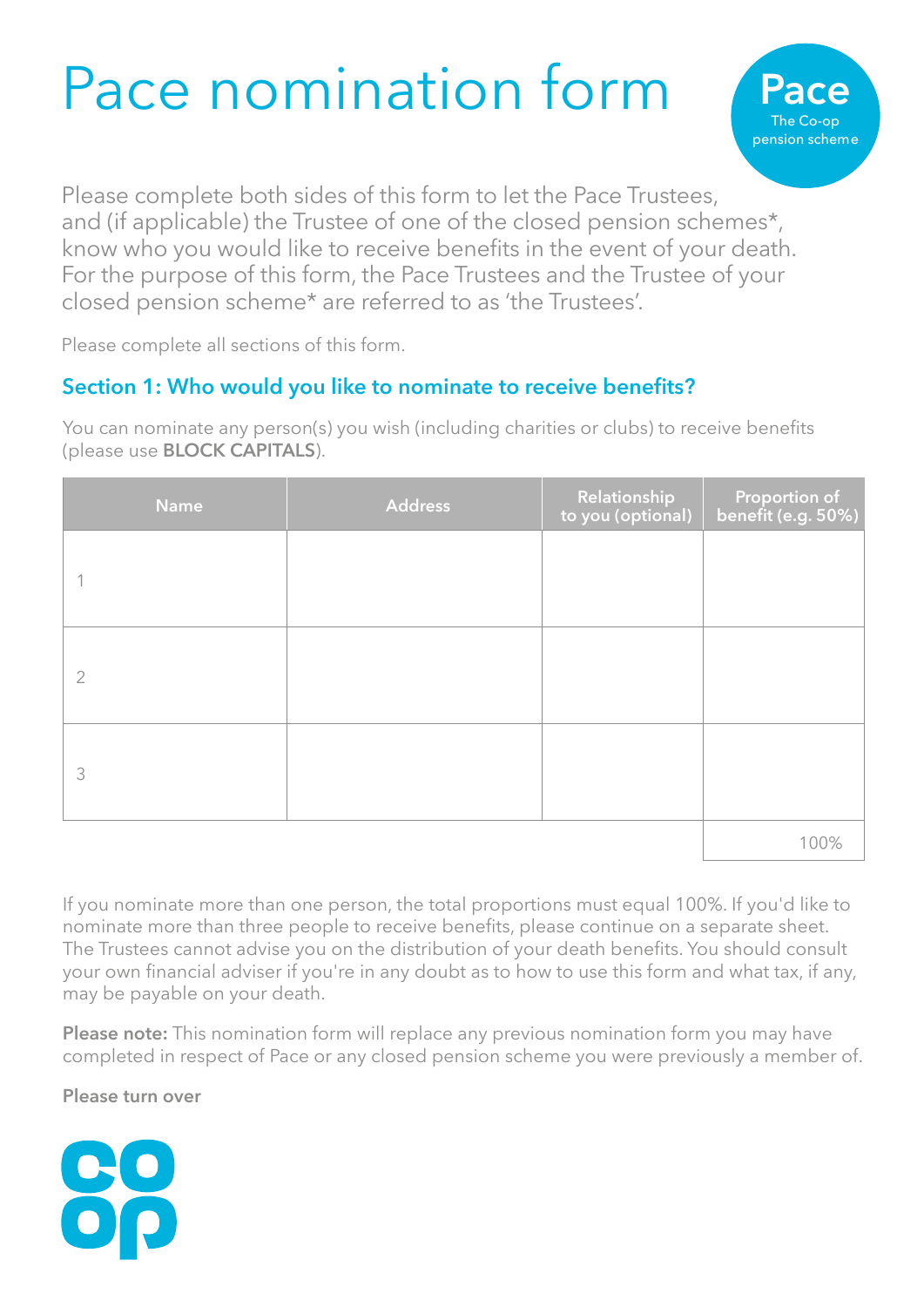# Pace nomination form

Pace
The Co-op pension scheme

Please complete both sides of this form to let the Pace Trustees, and (if applicable) the Trustee of one of the closed pension schemes*, know who you would like to receive benefits in the event of your death. For the purpose of this form, the Pace Trustees and the Trustee of your closed pension scheme* are referred to as 'the Trustees'.

Please complete all sections of this form.

## Section 1: Who would you like to nominate to receive benefits?

You can nominate any person(s) you wish (including charities or clubs) to receive benefits (please use **BLOCK CAPITALS**).

| Name | Address | Relationship to you (optional) | Proportion of benefit (e.g. 50%) |
|---|---|---|---|
| 1 | | | |
| 2 | | | |
| 3 | | | |
| | | | 100% |

If you nominate more than one person, the total proportions must equal 100%. If you'd like to nominate more than three people to receive benefits, please continue on a separate sheet. The Trustees cannot advise you on the distribution of your death benefits. You should consult your own financial adviser if you're in any doubt as to how to use this form and what tax, if any, may be payable on your death.

**Please note:** This nomination form will replace any previous nomination form you may have completed in respect of Pace or any closed pension scheme you were previously a member of.

**Please turn over**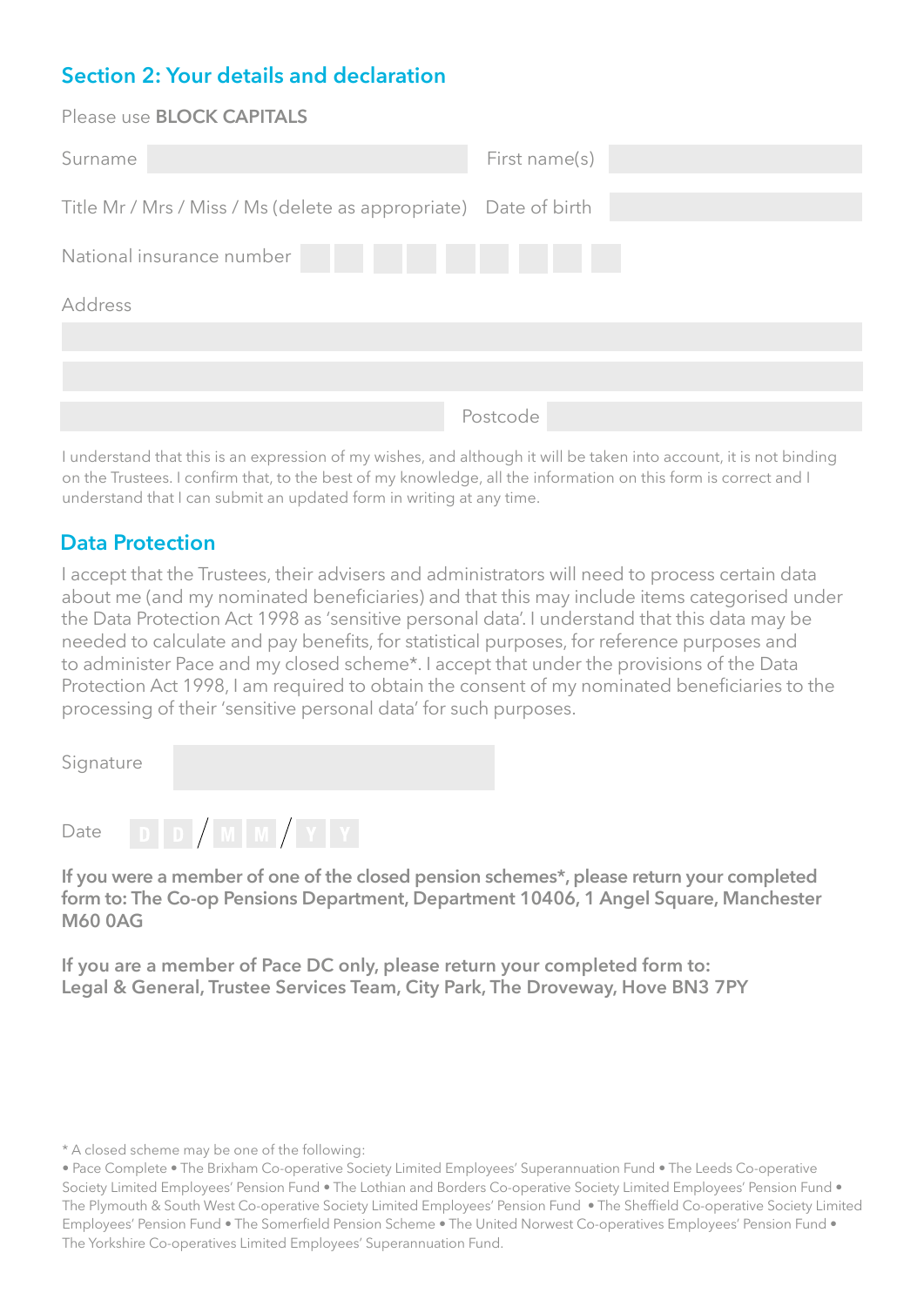## Section 2: Your details and declaration

Please use **BLOCK CAPITALS**

Surname

First name(s)

Title Mr / Mrs / Miss / Ms (delete as appropriate)

Date of birth

National insurance number

Address

Postcode

I understand that this is an expression of my wishes, and although it will be taken into account, it is not binding on the Trustees. I confirm that, to the best of my knowledge, all the information on this form is correct and I understand that I can submit an updated form in writing at any time.

## Data Protection

I accept that the Trustees, their advisers and administrators will need to process certain data about me (and my nominated beneficiaries) and that this may include items categorised under the Data Protection Act 1998 as 'sensitive personal data'. I understand that this data may be needed to calculate and pay benefits, for statistical purposes, for reference purposes and to administer Pace and my closed scheme*. I accept that under the provisions of the Data Protection Act 1998, I am required to obtain the consent of my nominated beneficiaries to the processing of their 'sensitive personal data' for such purposes.

Signature

Date D D / M M / Y Y

**If you were a member of one of the closed pension schemes*, please return your completed form to: The Co-op Pensions Department, Department 10406, 1 Angel Square, Manchester M60 0AG**

**If you are a member of Pace DC only, please return your completed form to: Legal & General, Trustee Services Team, City Park, The Droveway, Hove BN3 7PY**

* A closed scheme may be one of the following:
• Pace Complete • The Brixham Co-operative Society Limited Employees' Superannuation Fund • The Leeds Co-operative Society Limited Employees' Pension Fund • The Lothian and Borders Co-operative Society Limited Employees' Pension Fund • The Plymouth & South West Co-operative Society Limited Employees' Pension Fund • The Sheffield Co-operative Society Limited Employees' Pension Fund • The Somerfield Pension Scheme • The United Norwest Co-operatives Employees' Pension Fund • The Yorkshire Co-operatives Limited Employees' Superannuation Fund.